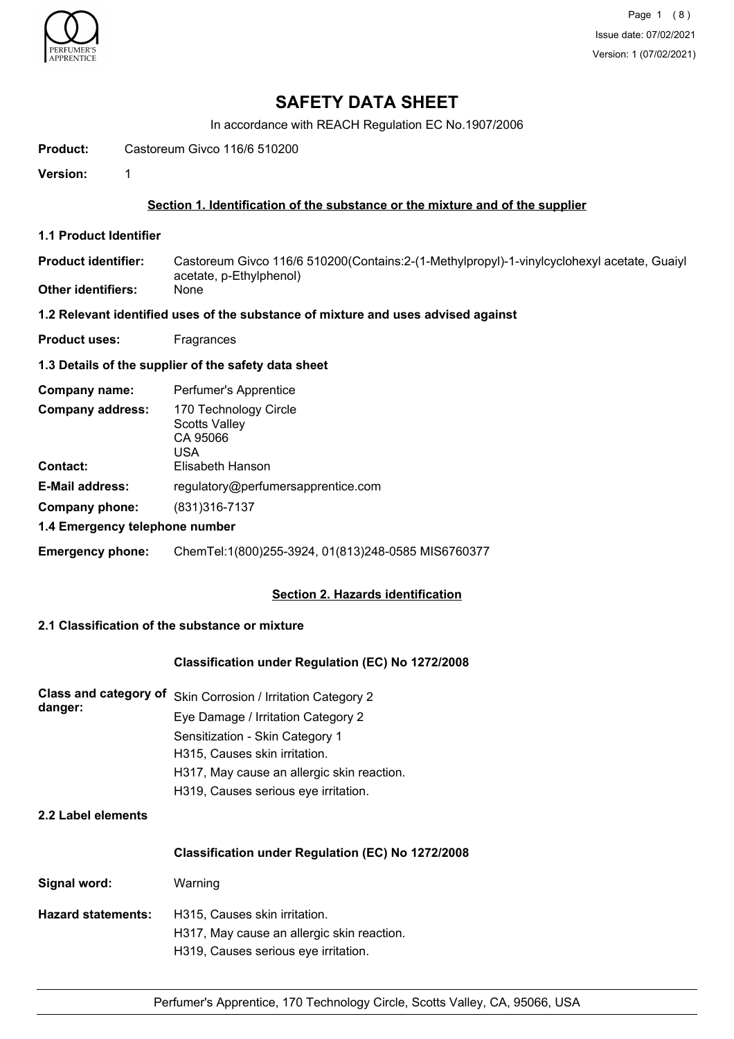# SAFETY DATA SHEET

In accordance with REACH Regulation EC No.1907/2006

**Product:** Castoreum Givco 116/6 510200

**Version:** 1

## Section 1. Identification of the substance or the mixture and of the supplier

### 1.1 Product Identifier

**Product identifier:** Castoreum Givco 116/6 510200(Contains:2-(1-Methylpropyl)-1-vinylcyclohexyl acetate, Guaiyl acetate, p-Ethylphenol)

**Other identifiers:** None

### 1.2 Relevant identified uses of the substance of mixture and uses advised against

**Product uses:** Fragrances

### 1.3 Details of the supplier of the safety data sheet

**Company name:** Perfumer's Apprentice

**Company address:** 170 Technology Circle
Scotts Valley
CA 95066
USA

**Contact:** Elisabeth Hanson

**E-Mail address:** regulatory@perfumersapprentice.com

**Company phone:** (831)316-7137

### 1.4 Emergency telephone number

**Emergency phone:** ChemTel:1(800)255-3924, 01(813)248-0585 MIS6760377

## Section 2. Hazards identification

### 2.1 Classification of the substance or mixture

**Classification under Regulation (EC) No 1272/2008**

**Class and category of danger:**
Skin Corrosion / Irritation Category 2
Eye Damage / Irritation Category 2
Sensitization - Skin Category 1
H315, Causes skin irritation.
H317, May cause an allergic skin reaction.
H319, Causes serious eye irritation.

### 2.2 Label elements

**Classification under Regulation (EC) No 1272/2008**

**Signal word:** Warning

**Hazard statements:**
H315, Causes skin irritation.
H317, May cause an allergic skin reaction.
H319, Causes serious eye irritation.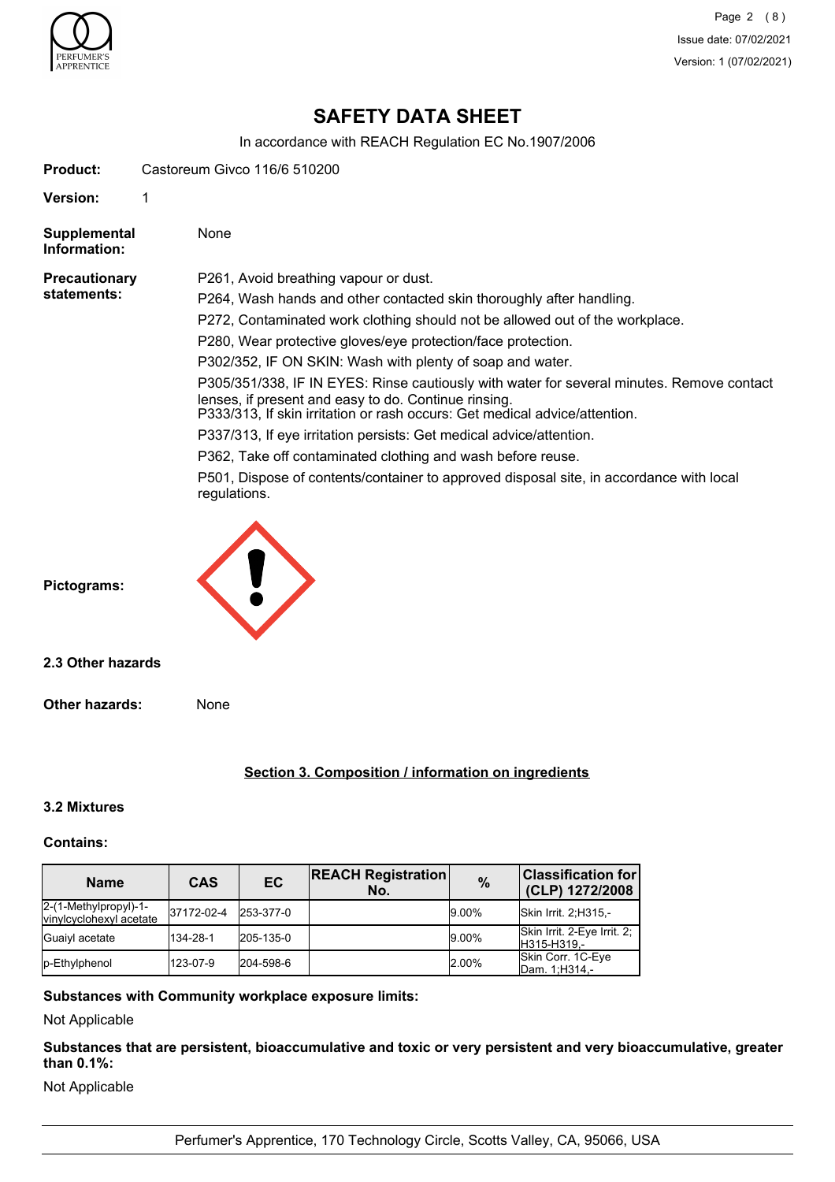# SAFETY DATA SHEET

In accordance with REACH Regulation EC No.1907/2006

**Product:** Castoreum Givco 116/6 510200

**Version:** 1

**Supplemental Information:** None

**Precautionary statements:**

P261, Avoid breathing vapour or dust.

P264, Wash hands and other contacted skin thoroughly after handling.

P272, Contaminated work clothing should not be allowed out of the workplace.

P280, Wear protective gloves/eye protection/face protection.

P302/352, IF ON SKIN: Wash with plenty of soap and water.

P305/351/338, IF IN EYES: Rinse cautiously with water for several minutes. Remove contact lenses, if present and easy to do. Continue rinsing.
P333/313, If skin irritation or rash occurs: Get medical advice/attention.

P337/313, If eye irritation persists: Get medical advice/attention.

P362, Take off contaminated clothing and wash before reuse.

P501, Dispose of contents/container to approved disposal site, in accordance with local regulations.

**Pictograms:**

### 2.3 Other hazards

**Other hazards:** None

## Section 3. Composition / information on ingredients

### 3.2 Mixtures

**Contains:**

| Name | CAS | EC | REACH Registration No. | % | Classification for (CLP) 1272/2008 |
|---|---|---|---|---|---|
| 2-(1-Methylpropyl)-1-vinylcyclohexyl acetate | 37172-02-4 | 253-377-0 | | 9.00% | Skin Irrit. 2;H315,- |
| Guaiyl acetate | 134-28-1 | 205-135-0 | | 9.00% | Skin Irrit. 2-Eye Irrit. 2;H315-H319,- |
| p-Ethylphenol | 123-07-9 | 204-598-6 | | 2.00% | Skin Corr. 1C-Eye Dam. 1;H314,- |

**Substances with Community workplace exposure limits:**

Not Applicable

**Substances that are persistent, bioaccumulative and toxic or very persistent and very bioaccumulative, greater than 0.1%:**

Not Applicable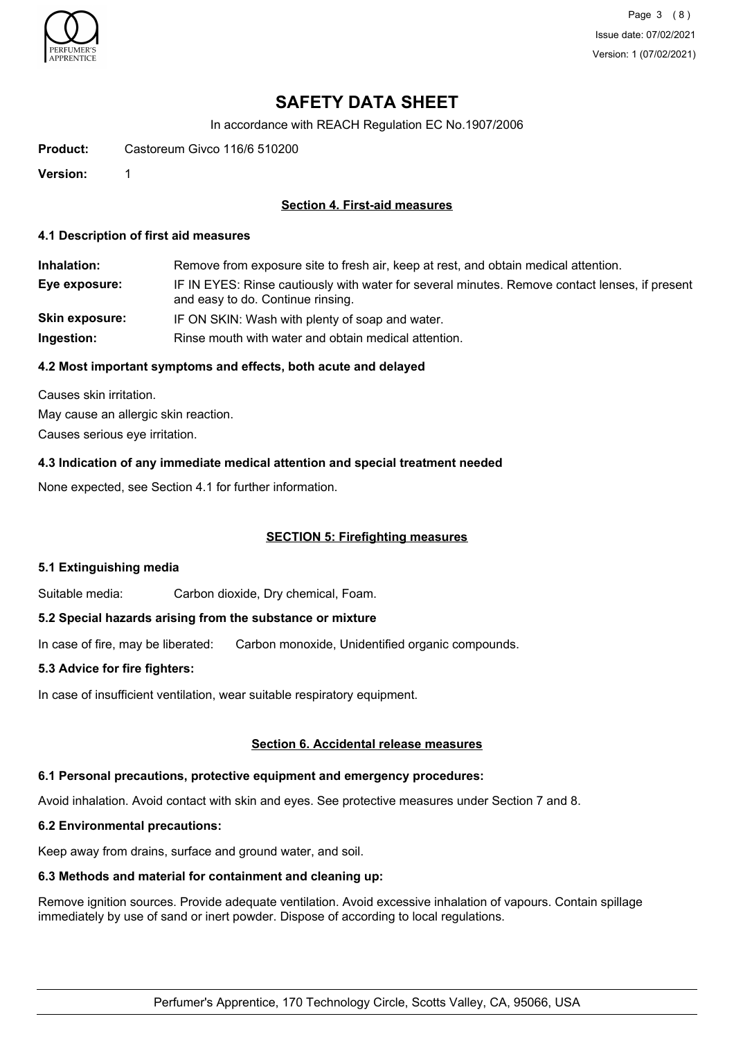# SAFETY DATA SHEET

In accordance with REACH Regulation EC No.1907/2006

**Product:** Castoreum Givco 116/6 510200

**Version:** 1

## Section 4. First-aid measures

### 4.1 Description of first aid measures

**Inhalation:** Remove from exposure site to fresh air, keep at rest, and obtain medical attention.

**Eye exposure:** IF IN EYES: Rinse cautiously with water for several minutes. Remove contact lenses, if present and easy to do. Continue rinsing.

**Skin exposure:** IF ON SKIN: Wash with plenty of soap and water.

**Ingestion:** Rinse mouth with water and obtain medical attention.

### 4.2 Most important symptoms and effects, both acute and delayed

Causes skin irritation.

May cause an allergic skin reaction.

Causes serious eye irritation.

### 4.3 Indication of any immediate medical attention and special treatment needed

None expected, see Section 4.1 for further information.

## SECTION 5: Firefighting measures

### 5.1 Extinguishing media

Suitable media: Carbon dioxide, Dry chemical, Foam.

### 5.2 Special hazards arising from the substance or mixture

In case of fire, may be liberated: Carbon monoxide, Unidentified organic compounds.

### 5.3 Advice for fire fighters:

In case of insufficient ventilation, wear suitable respiratory equipment.

## Section 6. Accidental release measures

### 6.1 Personal precautions, protective equipment and emergency procedures:

Avoid inhalation. Avoid contact with skin and eyes. See protective measures under Section 7 and 8.

### 6.2 Environmental precautions:

Keep away from drains, surface and ground water, and soil.

### 6.3 Methods and material for containment and cleaning up:

Remove ignition sources. Provide adequate ventilation. Avoid excessive inhalation of vapours. Contain spillage immediately by use of sand or inert powder. Dispose of according to local regulations.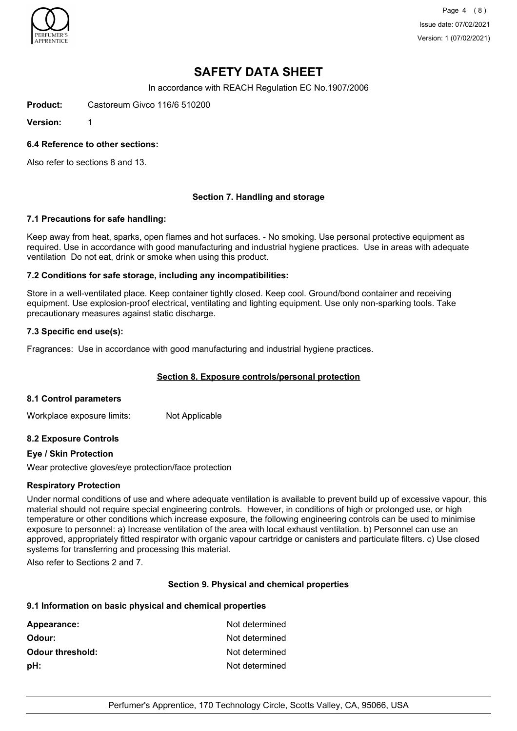# SAFETY DATA SHEET

In accordance with REACH Regulation EC No.1907/2006

**Product:** Castoreum Givco 116/6 510200

**Version:** 1

### 6.4 Reference to other sections:

Also refer to sections 8 and 13.

## Section 7. Handling and storage

### 7.1 Precautions for safe handling:

Keep away from heat, sparks, open flames and hot surfaces. - No smoking. Use personal protective equipment as required. Use in accordance with good manufacturing and industrial hygiene practices. Use in areas with adequate ventilation Do not eat, drink or smoke when using this product.

### 7.2 Conditions for safe storage, including any incompatibilities:

Store in a well-ventilated place. Keep container tightly closed. Keep cool. Ground/bond container and receiving equipment. Use explosion-proof electrical, ventilating and lighting equipment. Use only non-sparking tools. Take precautionary measures against static discharge.

### 7.3 Specific end use(s):

Fragrances: Use in accordance with good manufacturing and industrial hygiene practices.

## Section 8. Exposure controls/personal protection

### 8.1 Control parameters

Workplace exposure limits: Not Applicable

### 8.2 Exposure Controls

**Eye / Skin Protection**

Wear protective gloves/eye protection/face protection

**Respiratory Protection**

Under normal conditions of use and where adequate ventilation is available to prevent build up of excessive vapour, this material should not require special engineering controls. However, in conditions of high or prolonged use, or high temperature or other conditions which increase exposure, the following engineering controls can be used to minimise exposure to personnel: a) Increase ventilation of the area with local exhaust ventilation. b) Personnel can use an approved, appropriately fitted respirator with organic vapour cartridge or canisters and particulate filters. c) Use closed systems for transferring and processing this material.

Also refer to Sections 2 and 7.

## Section 9. Physical and chemical properties

### 9.1 Information on basic physical and chemical properties

| | |
|---|---|
| **Appearance:** | Not determined |
| **Odour:** | Not determined |
| **Odour threshold:** | Not determined |
| **pH:** | Not determined |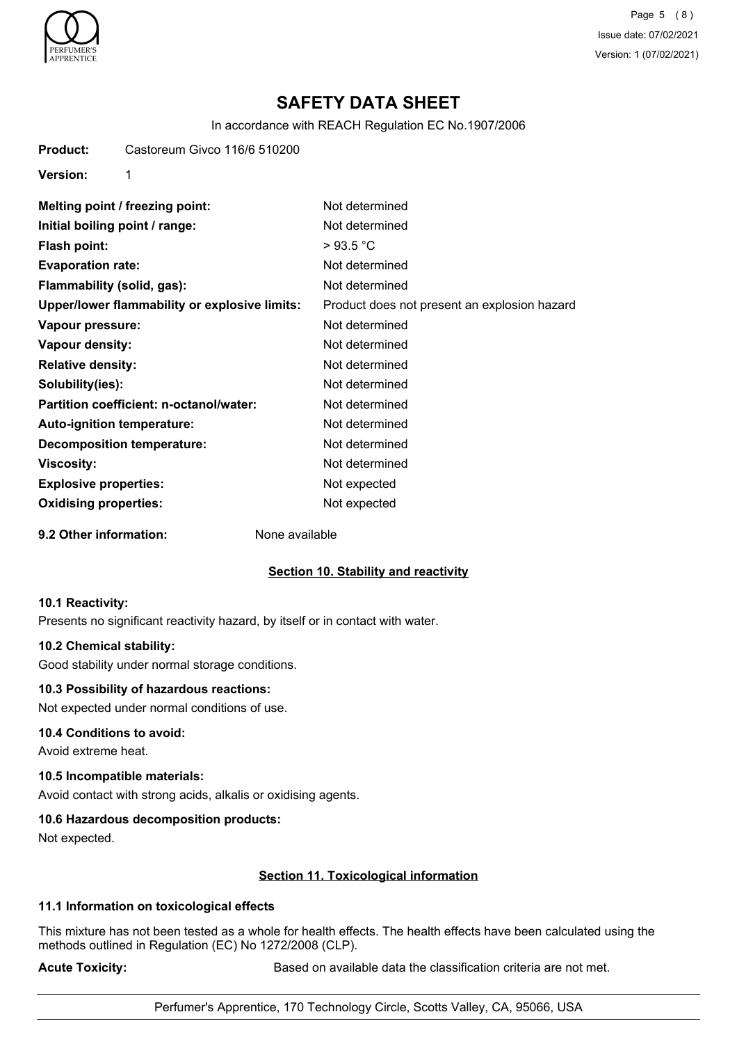# SAFETY DATA SHEET

In accordance with REACH Regulation EC No.1907/2006

**Product:** Castoreum Givco 116/6 510200

**Version:** 1

| | |
|---|---|
| **Melting point / freezing point:** | Not determined |
| **Initial boiling point / range:** | Not determined |
| **Flash point:** | > 93.5 °C |
| **Evaporation rate:** | Not determined |
| **Flammability (solid, gas):** | Not determined |
| **Upper/lower flammability or explosive limits:** | Product does not present an explosion hazard |
| **Vapour pressure:** | Not determined |
| **Vapour density:** | Not determined |
| **Relative density:** | Not determined |
| **Solubility(ies):** | Not determined |
| **Partition coefficient: n-octanol/water:** | Not determined |
| **Auto-ignition temperature:** | Not determined |
| **Decomposition temperature:** | Not determined |
| **Viscosity:** | Not determined |
| **Explosive properties:** | Not expected |
| **Oxidising properties:** | Not expected |

**9.2 Other information:** None available

## Section 10. Stability and reactivity

### 10.1 Reactivity:

Presents no significant reactivity hazard, by itself or in contact with water.

### 10.2 Chemical stability:

Good stability under normal storage conditions.

### 10.3 Possibility of hazardous reactions:

Not expected under normal conditions of use.

### 10.4 Conditions to avoid:

Avoid extreme heat.

### 10.5 Incompatible materials:

Avoid contact with strong acids, alkalis or oxidising agents.

### 10.6 Hazardous decomposition products:

Not expected.

## Section 11. Toxicological information

### 11.1 Information on toxicological effects

This mixture has not been tested as a whole for health effects. The health effects have been calculated using the methods outlined in Regulation (EC) No 1272/2008 (CLP).

**Acute Toxicity:** Based on available data the classification criteria are not met.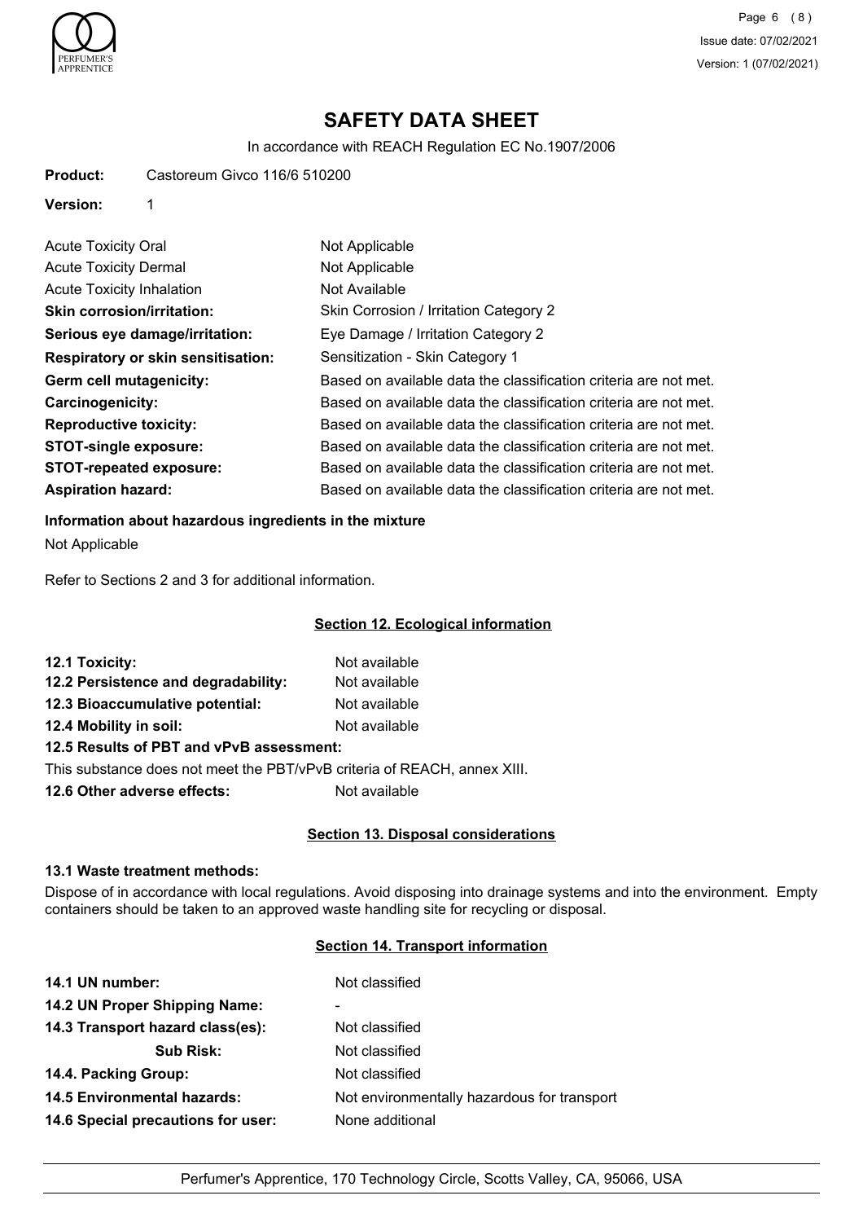# SAFETY DATA SHEET

In accordance with REACH Regulation EC No.1907/2006

**Product:** Castoreum Givco 116/6 510200

**Version:** 1

| | |
|---|---|
| Acute Toxicity Oral | Not Applicable |
| Acute Toxicity Dermal | Not Applicable |
| Acute Toxicity Inhalation | Not Available |
| **Skin corrosion/irritation:** | Skin Corrosion / Irritation Category 2 |
| **Serious eye damage/irritation:** | Eye Damage / Irritation Category 2 |
| **Respiratory or skin sensitisation:** | Sensitization - Skin Category 1 |
| **Germ cell mutagenicity:** | Based on available data the classification criteria are not met. |
| **Carcinogenicity:** | Based on available data the classification criteria are not met. |
| **Reproductive toxicity:** | Based on available data the classification criteria are not met. |
| **STOT-single exposure:** | Based on available data the classification criteria are not met. |
| **STOT-repeated exposure:** | Based on available data the classification criteria are not met. |
| **Aspiration hazard:** | Based on available data the classification criteria are not met. |

**Information about hazardous ingredients in the mixture**

Not Applicable

Refer to Sections 2 and 3 for additional information.

## Section 12. Ecological information

| | |
|---|---|
| **12.1 Toxicity:** | Not available |
| **12.2 Persistence and degradability:** | Not available |
| **12.3 Bioaccumulative potential:** | Not available |
| **12.4 Mobility in soil:** | Not available |

**12.5 Results of PBT and vPvB assessment:**

This substance does not meet the PBT/vPvB criteria of REACH, annex XIII.

**12.6 Other adverse effects:** Not available

## Section 13. Disposal considerations

**13.1 Waste treatment methods:**

Dispose of in accordance with local regulations. Avoid disposing into drainage systems and into the environment. Empty containers should be taken to an approved waste handling site for recycling or disposal.

## Section 14. Transport information

| | |
|---|---|
| **14.1 UN number:** | Not classified |
| **14.2 UN Proper Shipping Name:** | - |
| **14.3 Transport hazard class(es):** | Not classified |
| **Sub Risk:** | Not classified |
| **14.4. Packing Group:** | Not classified |
| **14.5 Environmental hazards:** | Not environmentally hazardous for transport |
| **14.6 Special precautions for user:** | None additional |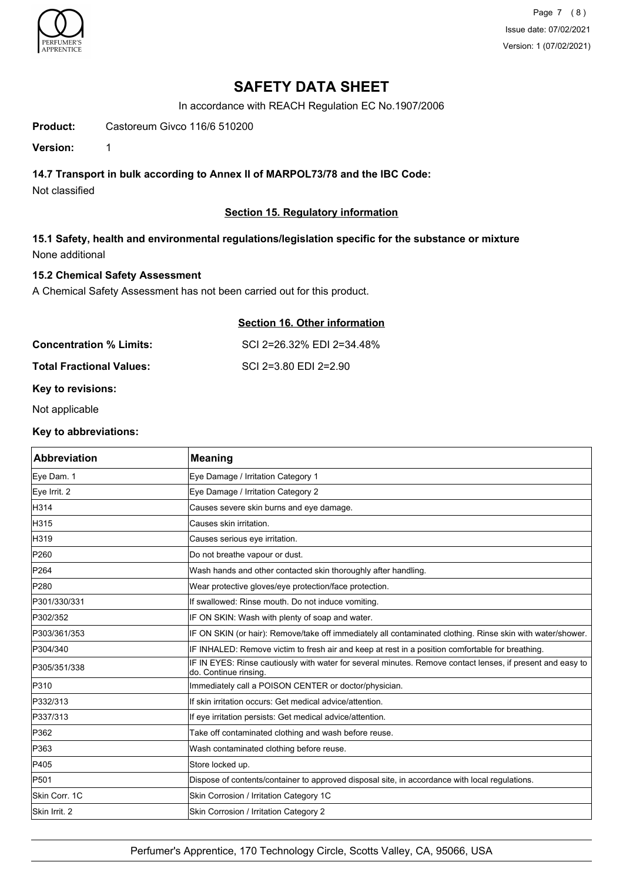# SAFETY DATA SHEET

In accordance with REACH Regulation EC No.1907/2006

**Product:** Castoreum Givco 116/6 510200

**Version:** 1

### 14.7 Transport in bulk according to Annex II of MARPOL73/78 and the IBC Code:

Not classified

## Section 15. Regulatory information

### 15.1 Safety, health and environmental regulations/legislation specific for the substance or mixture

None additional

### 15.2 Chemical Safety Assessment

A Chemical Safety Assessment has not been carried out for this product.

## Section 16. Other information

**Concentration % Limits:** SCI 2=26.32% EDI 2=34.48%

**Total Fractional Values:** SCI 2=3.80 EDI 2=2.90

**Key to revisions:**

Not applicable

**Key to abbreviations:**

| Abbreviation | Meaning |
|---|---|
| Eye Dam. 1 | Eye Damage / Irritation Category 1 |
| Eye Irrit. 2 | Eye Damage / Irritation Category 2 |
| H314 | Causes severe skin burns and eye damage. |
| H315 | Causes skin irritation. |
| H319 | Causes serious eye irritation. |
| P260 | Do not breathe vapour or dust. |
| P264 | Wash hands and other contacted skin thoroughly after handling. |
| P280 | Wear protective gloves/eye protection/face protection. |
| P301/330/331 | If swallowed: Rinse mouth. Do not induce vomiting. |
| P302/352 | IF ON SKIN: Wash with plenty of soap and water. |
| P303/361/353 | IF ON SKIN (or hair): Remove/take off immediately all contaminated clothing. Rinse skin with water/shower. |
| P304/340 | IF INHALED: Remove victim to fresh air and keep at rest in a position comfortable for breathing. |
| P305/351/338 | IF IN EYES: Rinse cautiously with water for several minutes. Remove contact lenses, if present and easy to do. Continue rinsing. |
| P310 | Immediately call a POISON CENTER or doctor/physician. |
| P332/313 | If skin irritation occurs: Get medical advice/attention. |
| P337/313 | If eye irritation persists: Get medical advice/attention. |
| P362 | Take off contaminated clothing and wash before reuse. |
| P363 | Wash contaminated clothing before reuse. |
| P405 | Store locked up. |
| P501 | Dispose of contents/container to approved disposal site, in accordance with local regulations. |
| Skin Corr. 1C | Skin Corrosion / Irritation Category 1C |
| Skin Irrit. 2 | Skin Corrosion / Irritation Category 2 |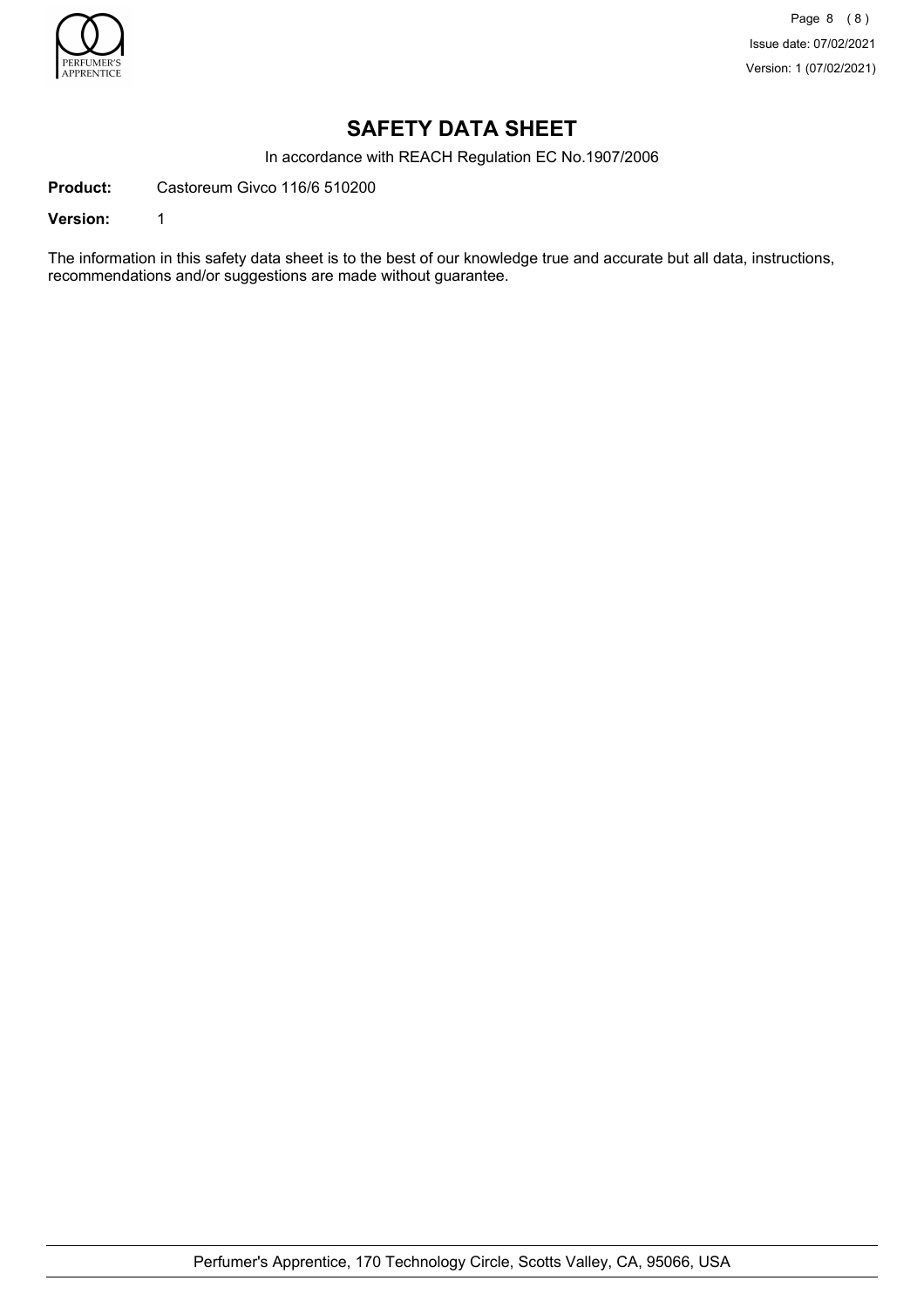# SAFETY DATA SHEET

In accordance with REACH Regulation EC No.1907/2006

**Product:** Castoreum Givco 116/6 510200

**Version:** 1

The information in this safety data sheet is to the best of our knowledge true and accurate but all data, instructions, recommendations and/or suggestions are made without guarantee.